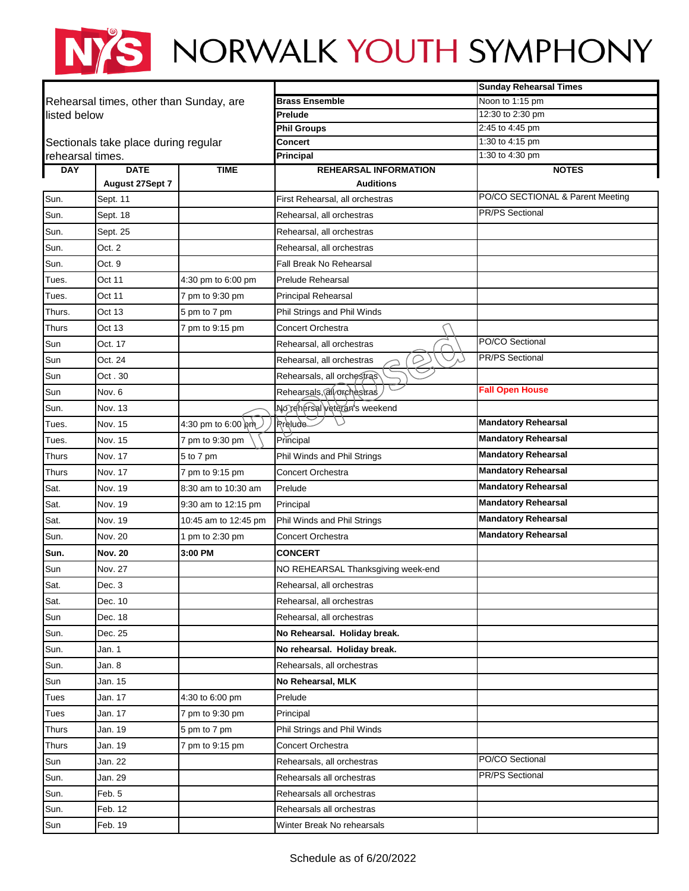# NYS NORWALK YOUTH SYMPHONY

| Rehearsal times, other than Sunday, are listed below<br><br>Sectionals take place during regular rehearsal times. | | | | Sunday Rehearsal Times |
|---|---|---|---|---|
| | | | Brass Ensemble | Noon to 1:15 pm |
| | | | Prelude | 12:30 to 2:30 pm |
| | | | Phil Groups | 2:45 to 4:45 pm |
| | | | Concert | 1:30 to 4:15 pm |
| | | | Principal | 1:30 to 4:30 pm |
| **DAY** | **DATE** | **TIME** | **REHEARSAL INFORMATION** | **NOTES** |
| | **August 27Sept 7** | | **Auditions** | |
| Sun. | Sept. 11 | | First Rehearsal, all orchestras | PO/CO SECTIONAL & Parent Meeting |
| Sun. | Sept. 18 | | Rehearsal, all orchestras | PR/PS Sectional |
| Sun. | Sept. 25 | | Rehearsal, all orchestras | |
| Sun. | Oct. 2 | | Rehearsal, all orchestras | |
| Sun. | Oct. 9 | | Fall Break No Rehearsal | |
| Tues. | Oct 11 | 4:30 pm to 6:00 pm | Prelude Rehearsal | |
| Tues. | Oct 11 | 7 pm to 9:30 pm | Principal Rehearsal | |
| Thurs. | Oct 13 | 5 pm to 7 pm | Phil Strings and Phil Winds | |
| Thurs | Oct 13 | 7 pm to 9:15 pm | Concert Orchestra | |
| Sun | Oct. 17 | | Rehearsal, all orchestras | PO/CO Sectional |
| Sun | Oct. 24 | | Rehearsal, all orchestras | PR/PS Sectional |
| Sun | Oct . 30 | | Rehearsals, all orchestras | |
| Sun | Nov. 6 | | Rehearsals, all orchestras | **Fall Open House** |
| Sun. | Nov. 13 | | No rehersal veteran's weekend | |
| Tues. | Nov. 15 | 4:30 pm to 6:00 pm | Prelude | **Mandatory Rehearsal** |
| Tues. | Nov. 15 | 7 pm to 9:30 pm | Principal | **Mandatory Rehearsal** |
| Thurs | Nov. 17 | 5 to 7 pm | Phil Winds and Phil Strings | **Mandatory Rehearsal** |
| Thurs | Nov. 17 | 7 pm to 9:15 pm | Concert Orchestra | **Mandatory Rehearsal** |
| Sat. | Nov. 19 | 8:30 am to 10:30 am | Prelude | **Mandatory Rehearsal** |
| Sat. | Nov. 19 | 9:30 am to 12:15 pm | Principal | **Mandatory Rehearsal** |
| Sat. | Nov. 19 | 10:45 am to 12:45 pm | Phil Winds and Phil Strings | **Mandatory Rehearsal** |
| Sun. | Nov. 20 | 1 pm to 2:30 pm | Concert Orchestra | **Mandatory Rehearsal** |
| **Sun.** | **Nov. 20** | **3:00 PM** | **CONCERT** | |
| Sun | Nov. 27 | | NO REHEARSAL Thanksgiving week-end | |
| Sat. | Dec. 3 | | Rehearsal, all orchestras | |
| Sat. | Dec. 10 | | Rehearsal, all orchestras | |
| Sun | Dec. 18 | | Rehearsal, all orchestras | |
| Sun. | Dec. 25 | | **No Rehearsal. Holiday break.** | |
| Sun. | Jan. 1 | | **No rehearsal. Holiday break.** | |
| Sun. | Jan. 8 | | Rehearsals, all orchestras | |
| Sun | Jan. 15 | | **No Rehearsal, MLK** | |
| Tues | Jan. 17 | 4:30 to 6:00 pm | Prelude | |
| Tues | Jan. 17 | 7 pm to 9:30 pm | Principal | |
| Thurs | Jan. 19 | 5 pm to 7 pm | Phil Strings and Phil Winds | |
| Thurs | Jan. 19 | 7 pm to 9:15 pm | Concert Orchestra | |
| Sun | Jan. 22 | | Rehearsals, all orchestras | PO/CO Sectional |
| Sun. | Jan. 29 | | Rehearsals all orchestras | PR/PS Sectional |
| Sun. | Feb. 5 | | Rehearsals all orchestras | |
| Sun. | Feb. 12 | | Rehearsals all orchestras | |
| Sun | Feb. 19 | | Winter Break No rehearsals | |

Proposed

Schedule as of 6/20/2022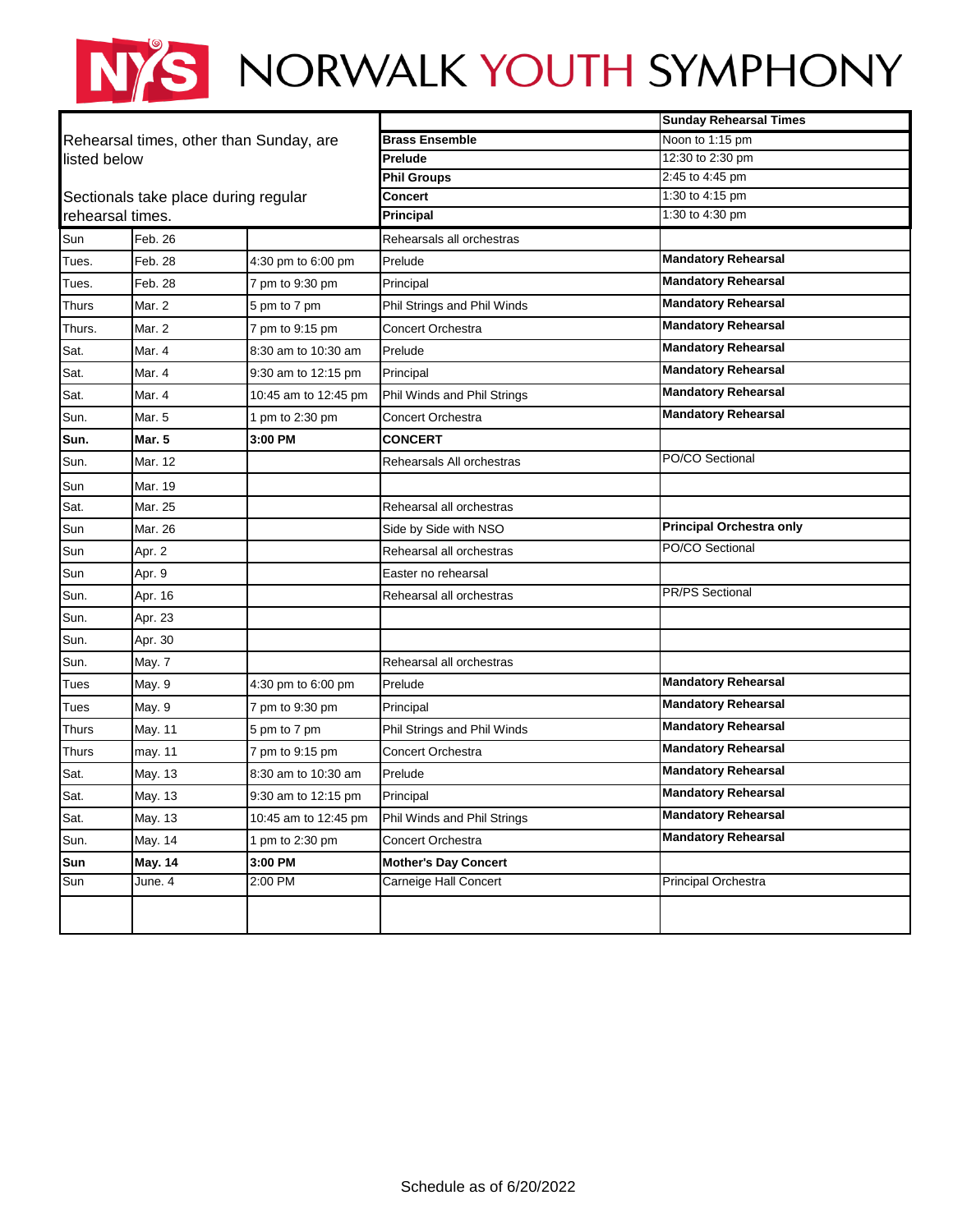# NORWALK YOUTH SYMPHONY

| | | | | |
|---|---|---|---|---|
| Rehearsal times, other than Sunday, are listed below<br><br>Sectionals take place during regular rehearsal times. | | | | **Sunday Rehearsal Times** |
| | | | **Brass Ensemble** | Noon to 1:15 pm |
| | | | **Prelude** | 12:30 to 2:30 pm |
| | | | **Phil Groups** | 2:45 to 4:45 pm |
| | | | **Concert** | 1:30 to 4:15 pm |
| | | | **Principal** | 1:30 to 4:30 pm |
| Sun | Feb. 26 | | Rehearsals all orchestras | |
| Tues. | Feb. 28 | 4:30 pm to 6:00 pm | Prelude | **Mandatory Rehearsal** |
| Tues. | Feb. 28 | 7 pm to 9:30 pm | Principal | **Mandatory Rehearsal** |
| Thurs | Mar. 2 | 5 pm to 7 pm | Phil Strings and Phil Winds | **Mandatory Rehearsal** |
| Thurs. | Mar. 2 | 7 pm to 9:15 pm | Concert Orchestra | **Mandatory Rehearsal** |
| Sat. | Mar. 4 | 8:30 am to 10:30 am | Prelude | **Mandatory Rehearsal** |
| Sat. | Mar. 4 | 9:30 am to 12:15 pm | Principal | **Mandatory Rehearsal** |
| Sat. | Mar. 4 | 10:45 am to 12:45 pm | Phil Winds and Phil Strings | **Mandatory Rehearsal** |
| Sun. | Mar. 5 | 1 pm to 2:30 pm | Concert Orchestra | **Mandatory Rehearsal** |
| **Sun.** | **Mar. 5** | **3:00 PM** | **CONCERT** | |
| Sun. | Mar. 12 | | Rehearsals All orchestras | PO/CO Sectional |
| Sun | Mar. 19 | | | |
| Sat. | Mar. 25 | | Rehearsal all orchestras | |
| Sun | Mar. 26 | | Side by Side with NSO | **Principal Orchestra only** |
| Sun | Apr. 2 | | Rehearsal all orchestras | PO/CO Sectional |
| Sun | Apr. 9 | | Easter no rehearsal | |
| Sun. | Apr. 16 | | Rehearsal all orchestras | PR/PS Sectional |
| Sun. | Apr. 23 | | | |
| Sun. | Apr. 30 | | | |
| Sun. | May. 7 | | Rehearsal all orchestras | |
| Tues | May. 9 | 4:30 pm to 6:00 pm | Prelude | **Mandatory Rehearsal** |
| Tues | May. 9 | 7 pm to 9:30 pm | Principal | **Mandatory Rehearsal** |
| Thurs | May. 11 | 5 pm to 7 pm | Phil Strings and Phil Winds | **Mandatory Rehearsal** |
| Thurs | may. 11 | 7 pm to 9:15 pm | Concert Orchestra | **Mandatory Rehearsal** |
| Sat. | May. 13 | 8:30 am to 10:30 am | Prelude | **Mandatory Rehearsal** |
| Sat. | May. 13 | 9:30 am to 12:15 pm | Principal | **Mandatory Rehearsal** |
| Sat. | May. 13 | 10:45 am to 12:45 pm | Phil Winds and Phil Strings | **Mandatory Rehearsal** |
| Sun. | May. 14 | 1 pm to 2:30 pm | Concert Orchestra | **Mandatory Rehearsal** |
| **Sun** | **May. 14** | **3:00 PM** | **Mother's Day Concert** | |
| Sun | June. 4 | 2:00 PM | Carneige Hall Concert | Principal Orchestra |
| | | | | |

Schedule as of 6/20/2022